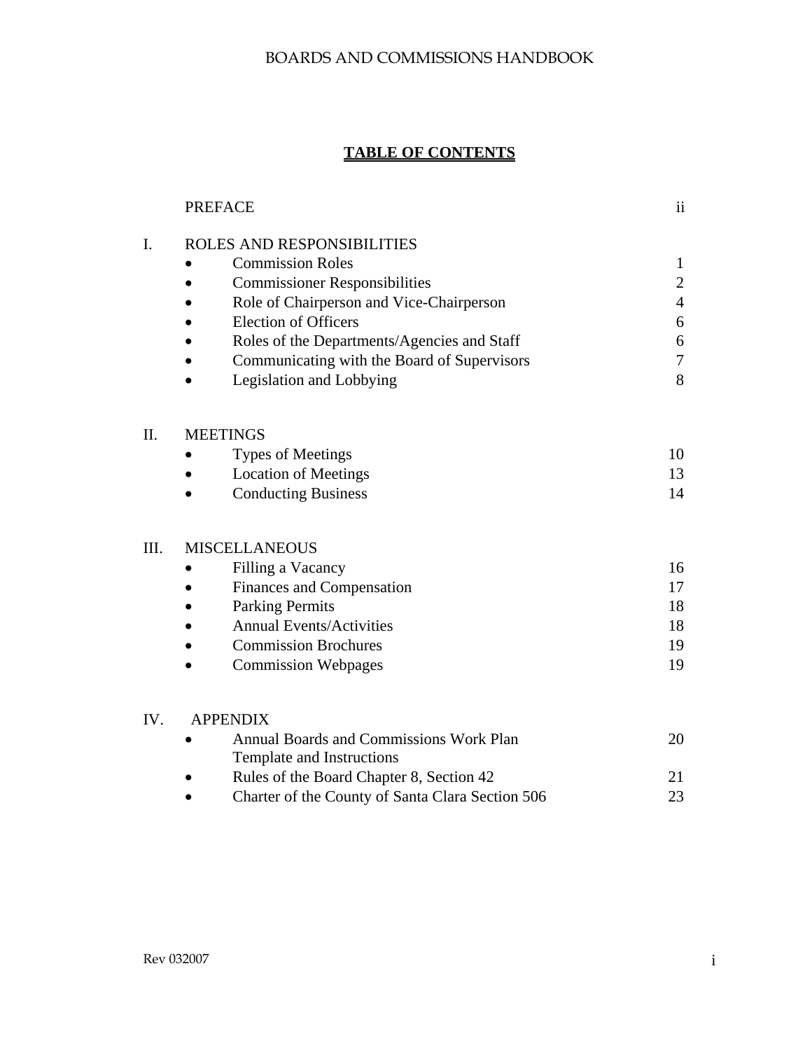# BOARDS AND COMMISSIONS HANDBOOK

## TABLE OF CONTENTS

| | | |
|---|---|---|
| | PREFACE | ii |
| I. | ROLES AND RESPONSIBILITIES | |
| | • Commission Roles | 1 |
| | • Commissioner Responsibilities | 2 |
| | • Role of Chairperson and Vice-Chairperson | 4 |
| | • Election of Officers | 6 |
| | • Roles of the Departments/Agencies and Staff | 6 |
| | • Communicating with the Board of Supervisors | 7 |
| | • Legislation and Lobbying | 8 |
| II. | MEETINGS | |
| | • Types of Meetings | 10 |
| | • Location of Meetings | 13 |
| | • Conducting Business | 14 |
| III. | MISCELLANEOUS | |
| | • Filling a Vacancy | 16 |
| | • Finances and Compensation | 17 |
| | • Parking Permits | 18 |
| | • Annual Events/Activities | 18 |
| | • Commission Brochures | 19 |
| | • Commission Webpages | 19 |
| IV. | APPENDIX | |
| | • Annual Boards and Commissions Work Plan Template and Instructions | 20 |
| | • Rules of the Board Chapter 8, Section 42 | 21 |
| | • Charter of the County of Santa Clara Section 506 | 23 |

Rev 032007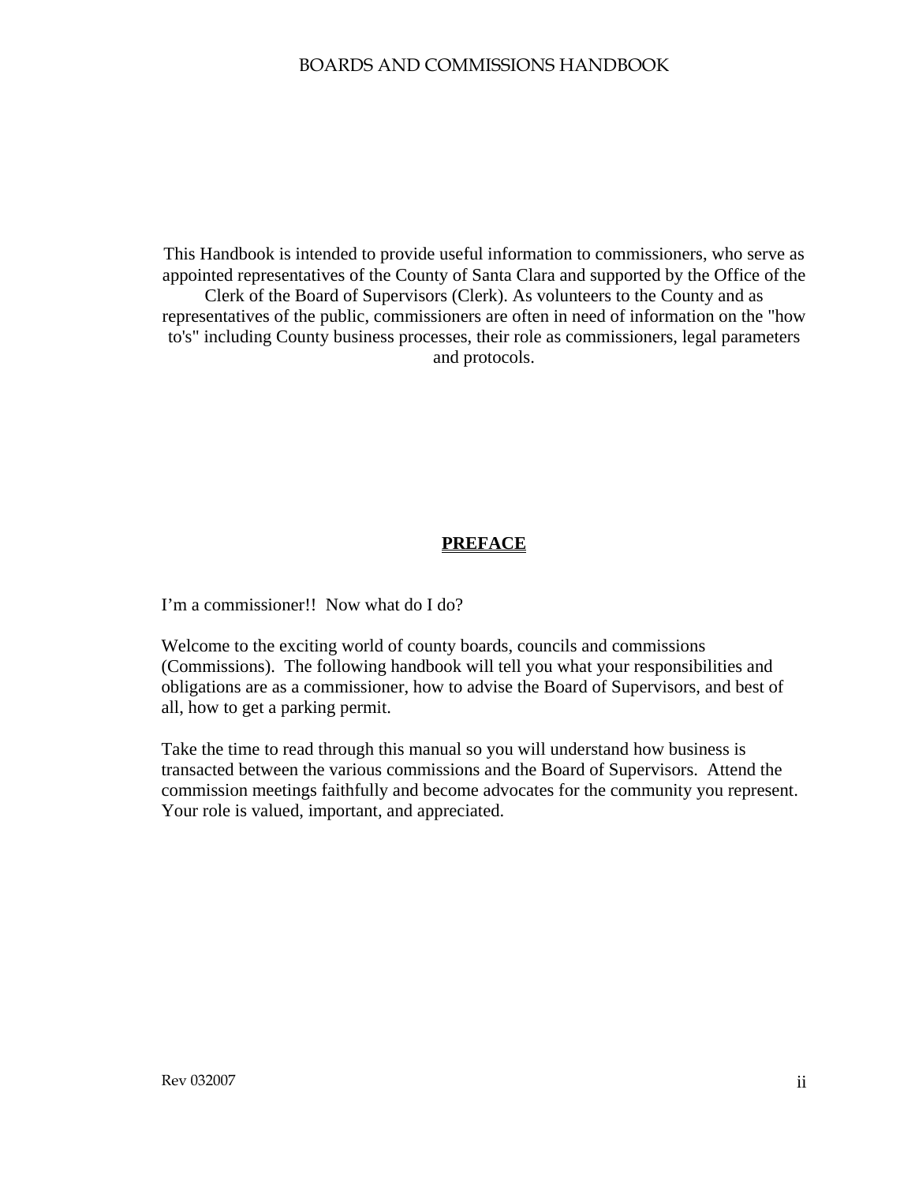This Handbook is intended to provide useful information to commissioners, who serve as appointed representatives of the County of Santa Clara and supported by the Office of the Clerk of the Board of Supervisors (Clerk). As volunteers to the County and as representatives of the public, commissioners are often in need of information on the "how to's" including County business processes, their role as commissioners, legal parameters and protocols.

## PREFACE

I'm a commissioner!! Now what do I do?

Welcome to the exciting world of county boards, councils and commissions (Commissions). The following handbook will tell you what your responsibilities and obligations are as a commissioner, how to advise the Board of Supervisors, and best of all, how to get a parking permit.

Take the time to read through this manual so you will understand how business is transacted between the various commissions and the Board of Supervisors. Attend the commission meetings faithfully and become advocates for the community you represent. Your role is valued, important, and appreciated.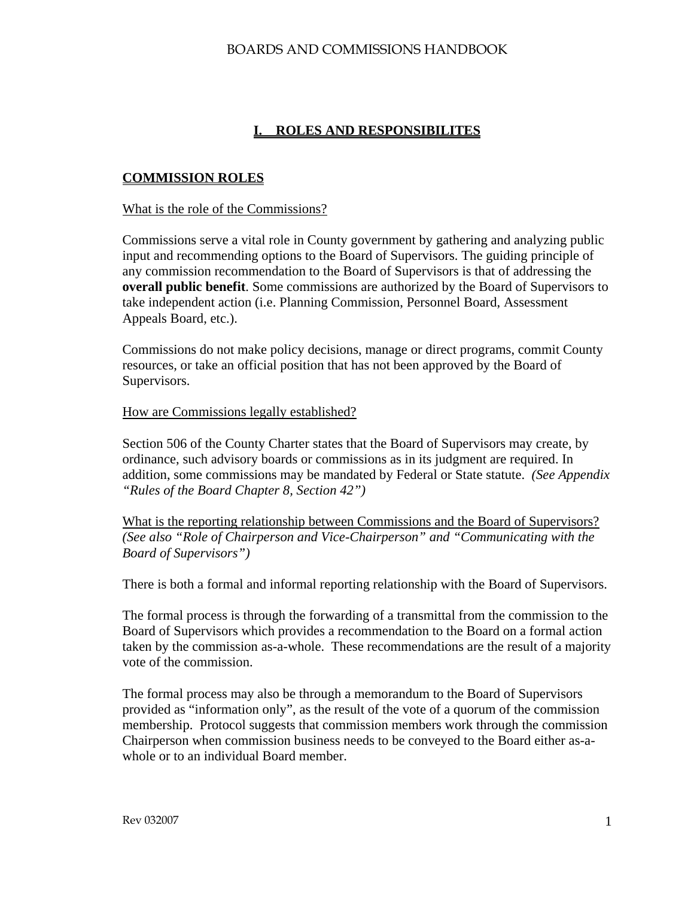# I. ROLES AND RESPONSIBILITES

## COMMISSION ROLES

What is the role of the Commissions?

Commissions serve a vital role in County government by gathering and analyzing public input and recommending options to the Board of Supervisors. The guiding principle of any commission recommendation to the Board of Supervisors is that of addressing the **overall public benefit**. Some commissions are authorized by the Board of Supervisors to take independent action (i.e. Planning Commission, Personnel Board, Assessment Appeals Board, etc.).

Commissions do not make policy decisions, manage or direct programs, commit County resources, or take an official position that has not been approved by the Board of Supervisors.

How are Commissions legally established?

Section 506 of the County Charter states that the Board of Supervisors may create, by ordinance, such advisory boards or commissions as in its judgment are required. In addition, some commissions may be mandated by Federal or State statute. *(See Appendix "Rules of the Board Chapter 8, Section 42")*

What is the reporting relationship between Commissions and the Board of Supervisors? *(See also "Role of Chairperson and Vice-Chairperson" and "Communicating with the Board of Supervisors")*

There is both a formal and informal reporting relationship with the Board of Supervisors.

The formal process is through the forwarding of a transmittal from the commission to the Board of Supervisors which provides a recommendation to the Board on a formal action taken by the commission as-a-whole. These recommendations are the result of a majority vote of the commission.

The formal process may also be through a memorandum to the Board of Supervisors provided as "information only", as the result of the vote of a quorum of the commission membership. Protocol suggests that commission members work through the commission Chairperson when commission business needs to be conveyed to the Board either as-a-whole or to an individual Board member.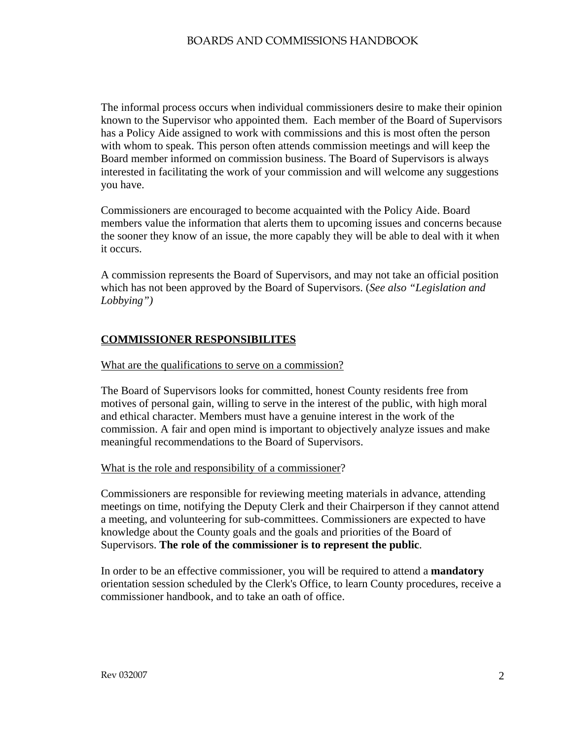The informal process occurs when individual commissioners desire to make their opinion known to the Supervisor who appointed them. Each member of the Board of Supervisors has a Policy Aide assigned to work with commissions and this is most often the person with whom to speak. This person often attends commission meetings and will keep the Board member informed on commission business. The Board of Supervisors is always interested in facilitating the work of your commission and will welcome any suggestions you have.

Commissioners are encouraged to become acquainted with the Policy Aide. Board members value the information that alerts them to upcoming issues and concerns because the sooner they know of an issue, the more capably they will be able to deal with it when it occurs.

A commission represents the Board of Supervisors, and may not take an official position which has not been approved by the Board of Supervisors. (*See also "Legislation and Lobbying")*

## COMMISSIONER RESPONSIBILITES

### What are the qualifications to serve on a commission?

The Board of Supervisors looks for committed, honest County residents free from motives of personal gain, willing to serve in the interest of the public, with high moral and ethical character. Members must have a genuine interest in the work of the commission. A fair and open mind is important to objectively analyze issues and make meaningful recommendations to the Board of Supervisors.

### What is the role and responsibility of a commissioner?

Commissioners are responsible for reviewing meeting materials in advance, attending meetings on time, notifying the Deputy Clerk and their Chairperson if they cannot attend a meeting, and volunteering for sub-committees. Commissioners are expected to have knowledge about the County goals and the goals and priorities of the Board of Supervisors. **The role of the commissioner is to represent the public**.

In order to be an effective commissioner, you will be required to attend a **mandatory** orientation session scheduled by the Clerk's Office, to learn County procedures, receive a commissioner handbook, and to take an oath of office.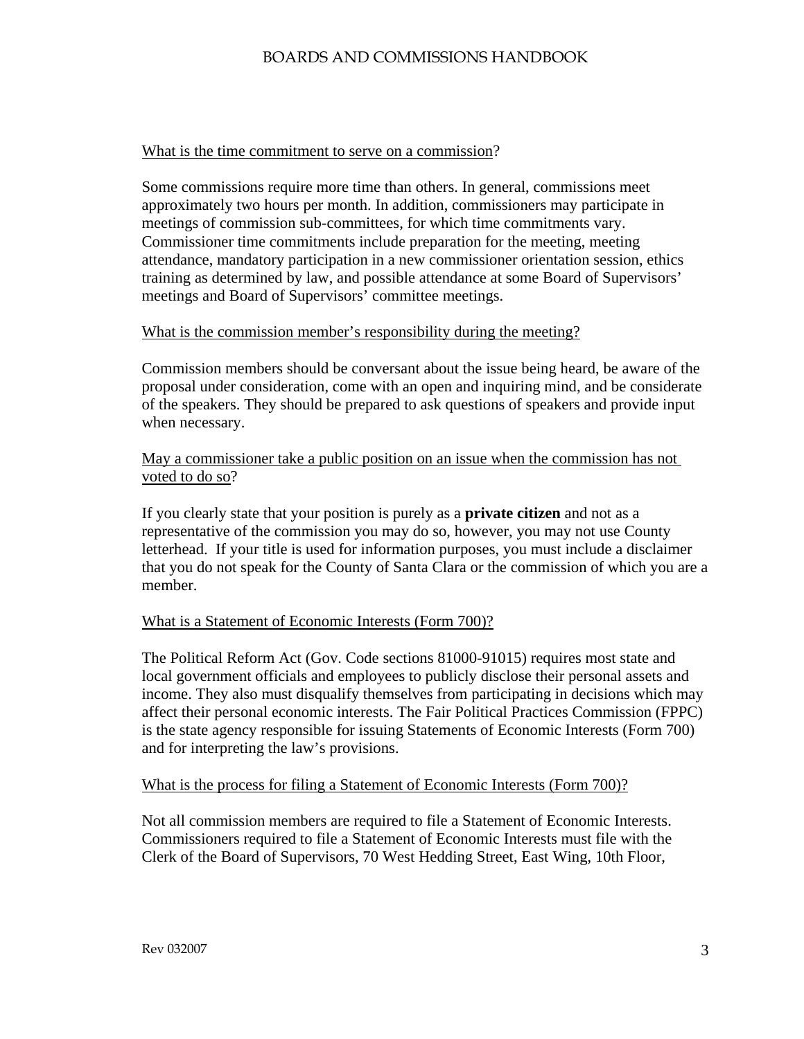What is the time commitment to serve on a commission?

Some commissions require more time than others. In general, commissions meet approximately two hours per month. In addition, commissioners may participate in meetings of commission sub-committees, for which time commitments vary. Commissioner time commitments include preparation for the meeting, meeting attendance, mandatory participation in a new commissioner orientation session, ethics training as determined by law, and possible attendance at some Board of Supervisors' meetings and Board of Supervisors' committee meetings.

What is the commission member's responsibility during the meeting?

Commission members should be conversant about the issue being heard, be aware of the proposal under consideration, come with an open and inquiring mind, and be considerate of the speakers. They should be prepared to ask questions of speakers and provide input when necessary.

May a commissioner take a public position on an issue when the commission has not voted to do so?

If you clearly state that your position is purely as a **private citizen** and not as a representative of the commission you may do so, however, you may not use County letterhead. If your title is used for information purposes, you must include a disclaimer that you do not speak for the County of Santa Clara or the commission of which you are a member.

What is a Statement of Economic Interests (Form 700)?

The Political Reform Act (Gov. Code sections 81000-91015) requires most state and local government officials and employees to publicly disclose their personal assets and income. They also must disqualify themselves from participating in decisions which may affect their personal economic interests. The Fair Political Practices Commission (FPPC) is the state agency responsible for issuing Statements of Economic Interests (Form 700) and for interpreting the law's provisions.

What is the process for filing a Statement of Economic Interests (Form 700)?

Not all commission members are required to file a Statement of Economic Interests. Commissioners required to file a Statement of Economic Interests must file with the Clerk of the Board of Supervisors, 70 West Hedding Street, East Wing, 10th Floor,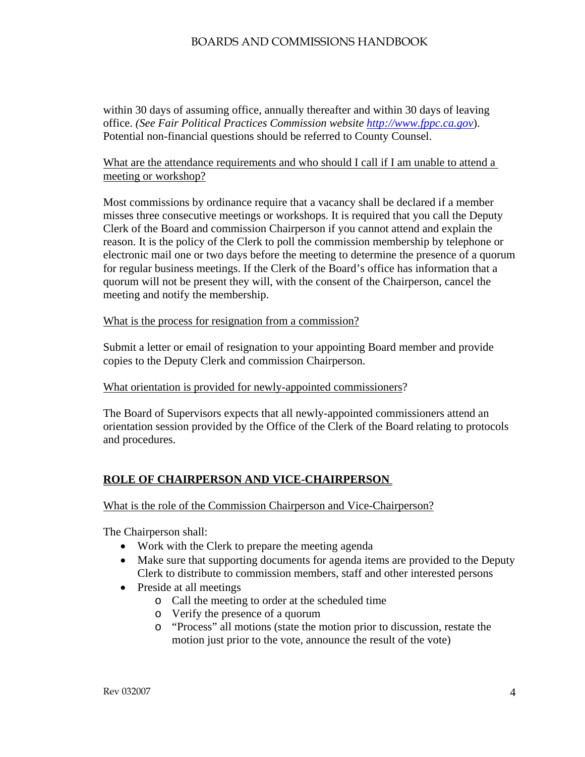within 30 days of assuming office, annually thereafter and within 30 days of leaving office. *(See Fair Political Practices Commission website [http://www.fppc.ca.gov](http://www.fppc.ca.gov)*). Potential non-financial questions should be referred to County Counsel.

What are the attendance requirements and who should I call if I am unable to attend a meeting or workshop?

Most commissions by ordinance require that a vacancy shall be declared if a member misses three consecutive meetings or workshops. It is required that you call the Deputy Clerk of the Board and commission Chairperson if you cannot attend and explain the reason. It is the policy of the Clerk to poll the commission membership by telephone or electronic mail one or two days before the meeting to determine the presence of a quorum for regular business meetings. If the Clerk of the Board's office has information that a quorum will not be present they will, with the consent of the Chairperson, cancel the meeting and notify the membership.

What is the process for resignation from a commission?

Submit a letter or email of resignation to your appointing Board member and provide copies to the Deputy Clerk and commission Chairperson.

What orientation is provided for newly-appointed commissioners?

The Board of Supervisors expects that all newly-appointed commissioners attend an orientation session provided by the Office of the Clerk of the Board relating to protocols and procedures.

## ROLE OF CHAIRPERSON AND VICE-CHAIRPERSON

What is the role of the Commission Chairperson and Vice-Chairperson?

The Chairperson shall:

- Work with the Clerk to prepare the meeting agenda
- Make sure that supporting documents for agenda items are provided to the Deputy Clerk to distribute to commission members, staff and other interested persons
- Preside at all meetings
  - Call the meeting to order at the scheduled time
  - Verify the presence of a quorum
  - "Process" all motions (state the motion prior to discussion, restate the motion just prior to the vote, announce the result of the vote)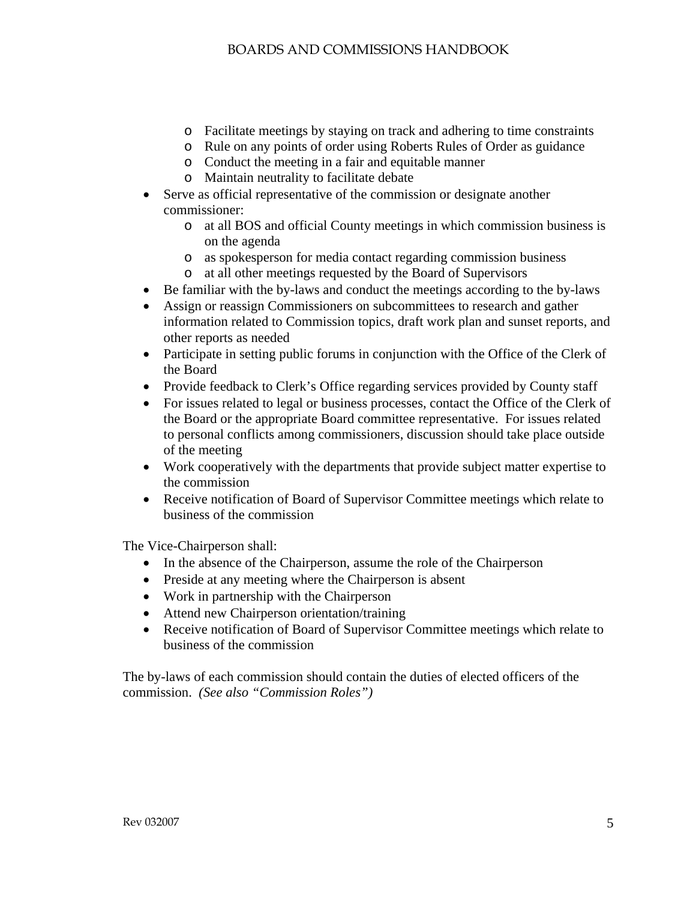- Facilitate meetings by staying on track and adhering to time constraints
  - Rule on any points of order using Roberts Rules of Order as guidance
  - Conduct the meeting in a fair and equitable manner
  - Maintain neutrality to facilitate debate
- Serve as official representative of the commission or designate another commissioner:
  - at all BOS and official County meetings in which commission business is on the agenda
  - as spokesperson for media contact regarding commission business
  - at all other meetings requested by the Board of Supervisors
- Be familiar with the by-laws and conduct the meetings according to the by-laws
- Assign or reassign Commissioners on subcommittees to research and gather information related to Commission topics, draft work plan and sunset reports, and other reports as needed
- Participate in setting public forums in conjunction with the Office of the Clerk of the Board
- Provide feedback to Clerk's Office regarding services provided by County staff
- For issues related to legal or business processes, contact the Office of the Clerk of the Board or the appropriate Board committee representative. For issues related to personal conflicts among commissioners, discussion should take place outside of the meeting
- Work cooperatively with the departments that provide subject matter expertise to the commission
- Receive notification of Board of Supervisor Committee meetings which relate to business of the commission

The Vice-Chairperson shall:

- In the absence of the Chairperson, assume the role of the Chairperson
- Preside at any meeting where the Chairperson is absent
- Work in partnership with the Chairperson
- Attend new Chairperson orientation/training
- Receive notification of Board of Supervisor Committee meetings which relate to business of the commission

The by-laws of each commission should contain the duties of elected officers of the commission. *(See also "Commission Roles")*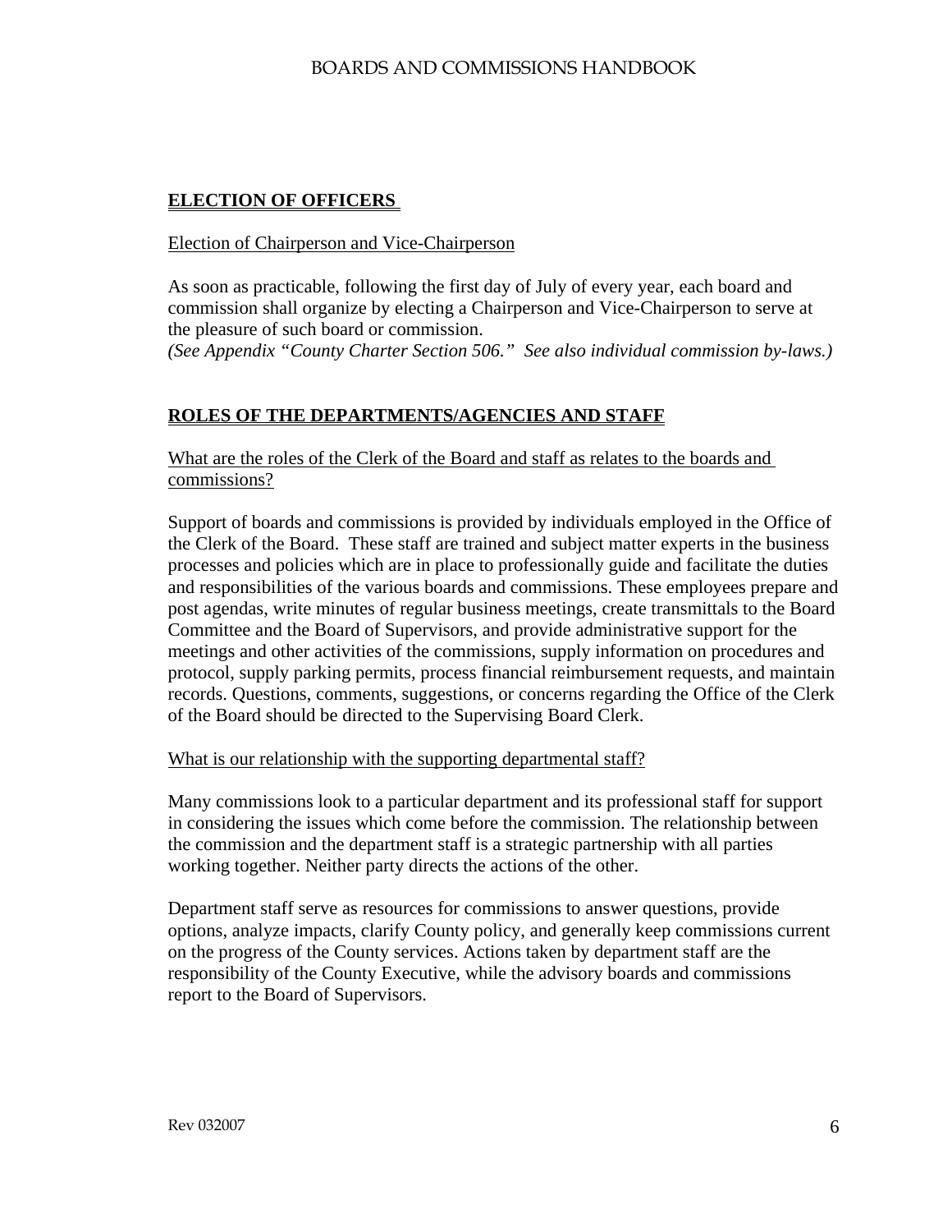## ELECTION OF OFFICERS

Election of Chairperson and Vice-Chairperson

As soon as practicable, following the first day of July of every year, each board and commission shall organize by electing a Chairperson and Vice-Chairperson to serve at the pleasure of such board or commission.
*(See Appendix "County Charter Section 506." See also individual commission by-laws.)*

## ROLES OF THE DEPARTMENTS/AGENCIES AND STAFF

What are the roles of the Clerk of the Board and staff as relates to the boards and commissions?

Support of boards and commissions is provided by individuals employed in the Office of the Clerk of the Board. These staff are trained and subject matter experts in the business processes and policies which are in place to professionally guide and facilitate the duties and responsibilities of the various boards and commissions. These employees prepare and post agendas, write minutes of regular business meetings, create transmittals to the Board Committee and the Board of Supervisors, and provide administrative support for the meetings and other activities of the commissions, supply information on procedures and protocol, supply parking permits, process financial reimbursement requests, and maintain records. Questions, comments, suggestions, or concerns regarding the Office of the Clerk of the Board should be directed to the Supervising Board Clerk.

What is our relationship with the supporting departmental staff?

Many commissions look to a particular department and its professional staff for support in considering the issues which come before the commission. The relationship between the commission and the department staff is a strategic partnership with all parties working together. Neither party directs the actions of the other.

Department staff serve as resources for commissions to answer questions, provide options, analyze impacts, clarify County policy, and generally keep commissions current on the progress of the County services. Actions taken by department staff are the responsibility of the County Executive, while the advisory boards and commissions report to the Board of Supervisors.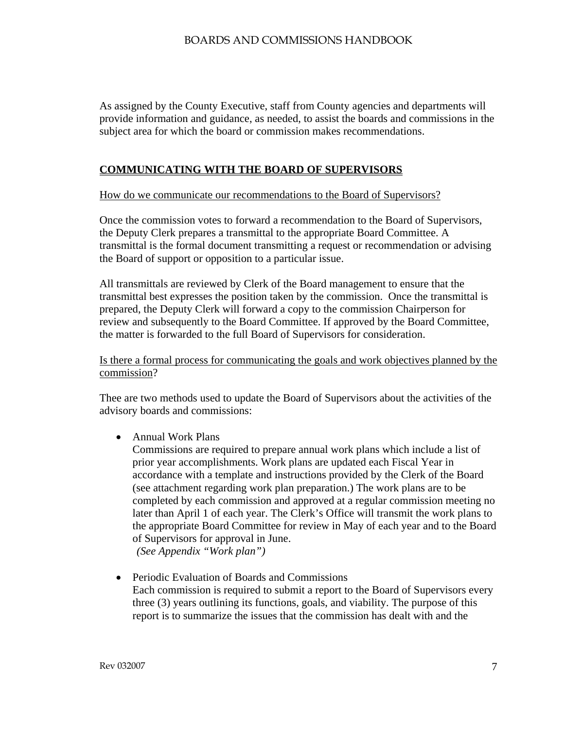As assigned by the County Executive, staff from County agencies and departments will provide information and guidance, as needed, to assist the boards and commissions in the subject area for which the board or commission makes recommendations.

## COMMUNICATING WITH THE BOARD OF SUPERVISORS

How do we communicate our recommendations to the Board of Supervisors?

Once the commission votes to forward a recommendation to the Board of Supervisors, the Deputy Clerk prepares a transmittal to the appropriate Board Committee. A transmittal is the formal document transmitting a request or recommendation or advising the Board of support or opposition to a particular issue.

All transmittals are reviewed by Clerk of the Board management to ensure that the transmittal best expresses the position taken by the commission. Once the transmittal is prepared, the Deputy Clerk will forward a copy to the commission Chairperson for review and subsequently to the Board Committee. If approved by the Board Committee, the matter is forwarded to the full Board of Supervisors for consideration.

Is there a formal process for communicating the goals and work objectives planned by the commission?

Thee are two methods used to update the Board of Supervisors about the activities of the advisory boards and commissions:

- Annual Work Plans
  Commissions are required to prepare annual work plans which include a list of prior year accomplishments. Work plans are updated each Fiscal Year in accordance with a template and instructions provided by the Clerk of the Board (see attachment regarding work plan preparation.) The work plans are to be completed by each commission and approved at a regular commission meeting no later than April 1 of each year. The Clerk's Office will transmit the work plans to the appropriate Board Committee for review in May of each year and to the Board of Supervisors for approval in June.
  *(See Appendix "Work plan")*

- Periodic Evaluation of Boards and Commissions
  Each commission is required to submit a report to the Board of Supervisors every three (3) years outlining its functions, goals, and viability. The purpose of this report is to summarize the issues that the commission has dealt with and the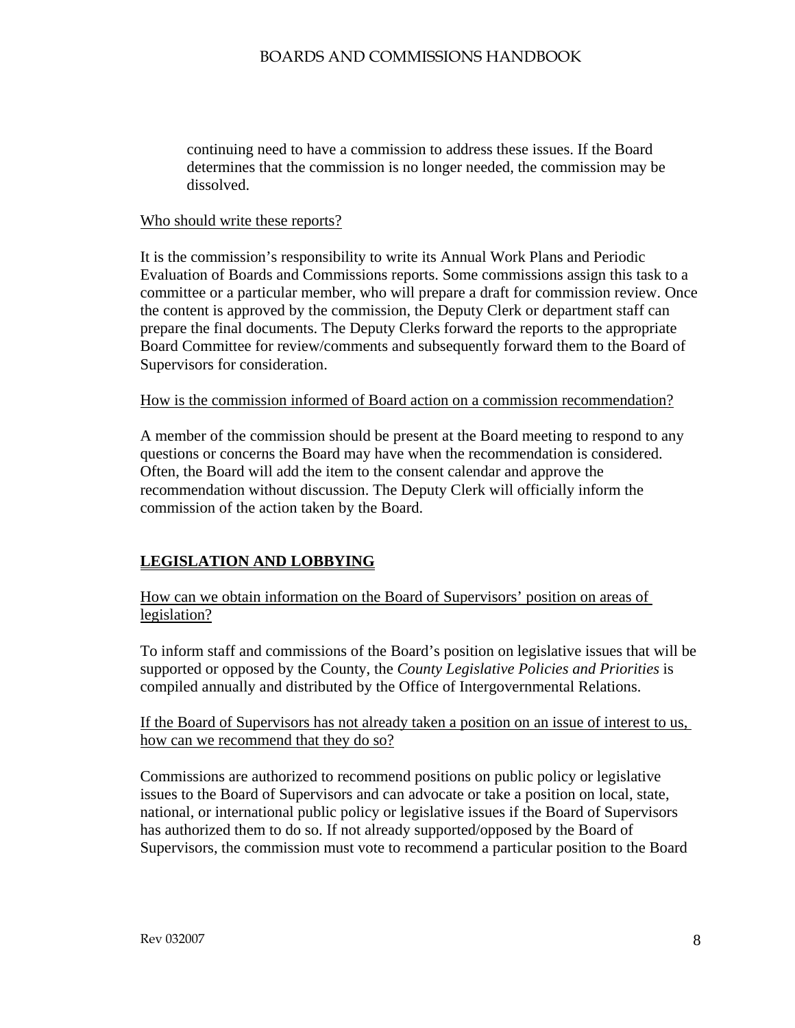continuing need to have a commission to address these issues. If the Board determines that the commission is no longer needed, the commission may be dissolved.

Who should write these reports?

It is the commission's responsibility to write its Annual Work Plans and Periodic Evaluation of Boards and Commissions reports. Some commissions assign this task to a committee or a particular member, who will prepare a draft for commission review. Once the content is approved by the commission, the Deputy Clerk or department staff can prepare the final documents. The Deputy Clerks forward the reports to the appropriate Board Committee for review/comments and subsequently forward them to the Board of Supervisors for consideration.

How is the commission informed of Board action on a commission recommendation?

A member of the commission should be present at the Board meeting to respond to any questions or concerns the Board may have when the recommendation is considered. Often, the Board will add the item to the consent calendar and approve the recommendation without discussion. The Deputy Clerk will officially inform the commission of the action taken by the Board.

## LEGISLATION AND LOBBYING

How can we obtain information on the Board of Supervisors' position on areas of legislation?

To inform staff and commissions of the Board's position on legislative issues that will be supported or opposed by the County, the *County Legislative Policies and Priorities* is compiled annually and distributed by the Office of Intergovernmental Relations.

If the Board of Supervisors has not already taken a position on an issue of interest to us, how can we recommend that they do so?

Commissions are authorized to recommend positions on public policy or legislative issues to the Board of Supervisors and can advocate or take a position on local, state, national, or international public policy or legislative issues if the Board of Supervisors has authorized them to do so. If not already supported/opposed by the Board of Supervisors, the commission must vote to recommend a particular position to the Board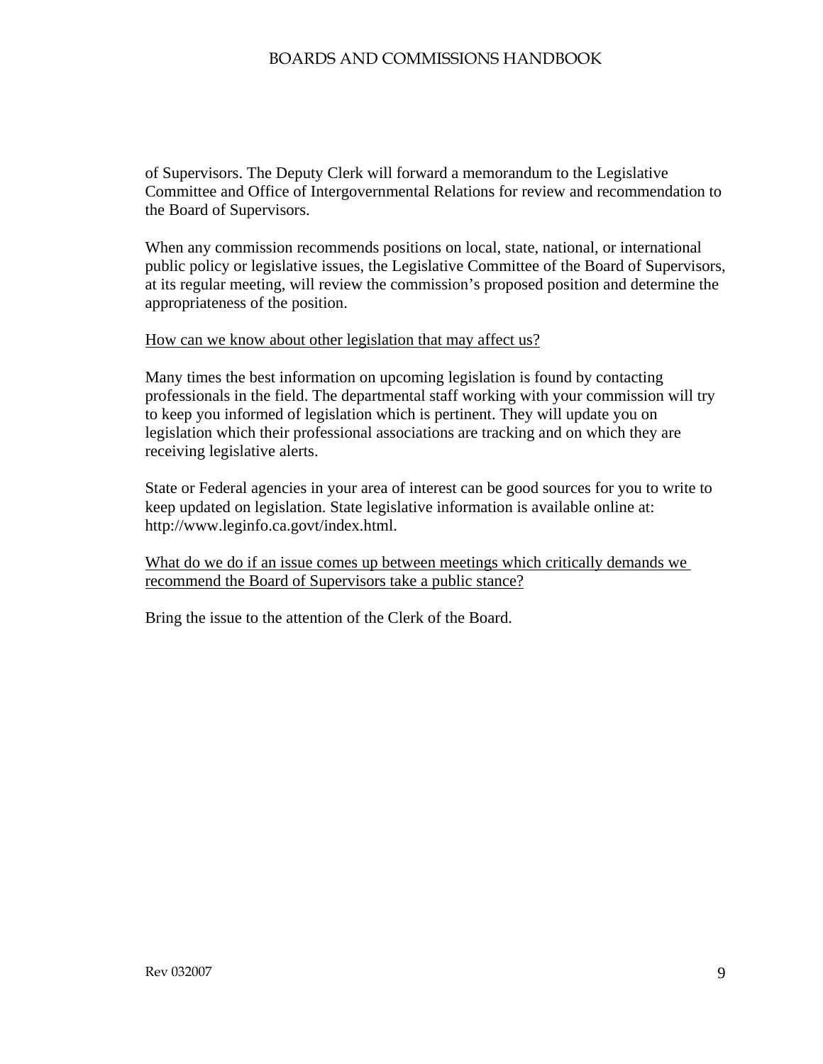of Supervisors. The Deputy Clerk will forward a memorandum to the Legislative Committee and Office of Intergovernmental Relations for review and recommendation to the Board of Supervisors.

When any commission recommends positions on local, state, national, or international public policy or legislative issues, the Legislative Committee of the Board of Supervisors, at its regular meeting, will review the commission's proposed position and determine the appropriateness of the position.

<u>How can we know about other legislation that may affect us?</u>

Many times the best information on upcoming legislation is found by contacting professionals in the field. The departmental staff working with your commission will try to keep you informed of legislation which is pertinent. They will update you on legislation which their professional associations are tracking and on which they are receiving legislative alerts.

State or Federal agencies in your area of interest can be good sources for you to write to keep updated on legislation. State legislative information is available online at: http://www.leginfo.ca.govt/index.html.

<u>What do we do if an issue comes up between meetings which critically demands we recommend the Board of Supervisors take a public stance?</u>

Bring the issue to the attention of the Clerk of the Board.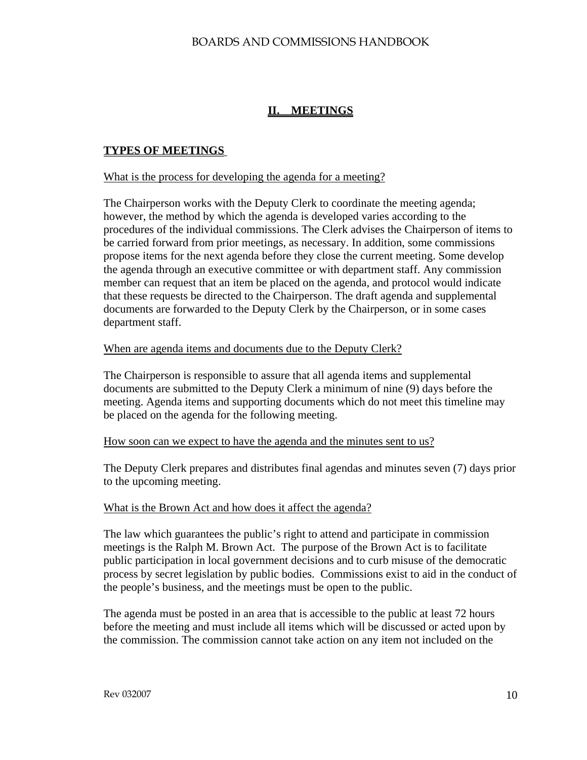## II. MEETINGS

### TYPES OF MEETINGS

What is the process for developing the agenda for a meeting?

The Chairperson works with the Deputy Clerk to coordinate the meeting agenda; however, the method by which the agenda is developed varies according to the procedures of the individual commissions. The Clerk advises the Chairperson of items to be carried forward from prior meetings, as necessary. In addition, some commissions propose items for the next agenda before they close the current meeting. Some develop the agenda through an executive committee or with department staff. Any commission member can request that an item be placed on the agenda, and protocol would indicate that these requests be directed to the Chairperson. The draft agenda and supplemental documents are forwarded to the Deputy Clerk by the Chairperson, or in some cases department staff.

When are agenda items and documents due to the Deputy Clerk?

The Chairperson is responsible to assure that all agenda items and supplemental documents are submitted to the Deputy Clerk a minimum of nine (9) days before the meeting. Agenda items and supporting documents which do not meet this timeline may be placed on the agenda for the following meeting.

How soon can we expect to have the agenda and the minutes sent to us?

The Deputy Clerk prepares and distributes final agendas and minutes seven (7) days prior to the upcoming meeting.

What is the Brown Act and how does it affect the agenda?

The law which guarantees the public's right to attend and participate in commission meetings is the Ralph M. Brown Act. The purpose of the Brown Act is to facilitate public participation in local government decisions and to curb misuse of the democratic process by secret legislation by public bodies. Commissions exist to aid in the conduct of the people's business, and the meetings must be open to the public.

The agenda must be posted in an area that is accessible to the public at least 72 hours before the meeting and must include all items which will be discussed or acted upon by the commission. The commission cannot take action on any item not included on the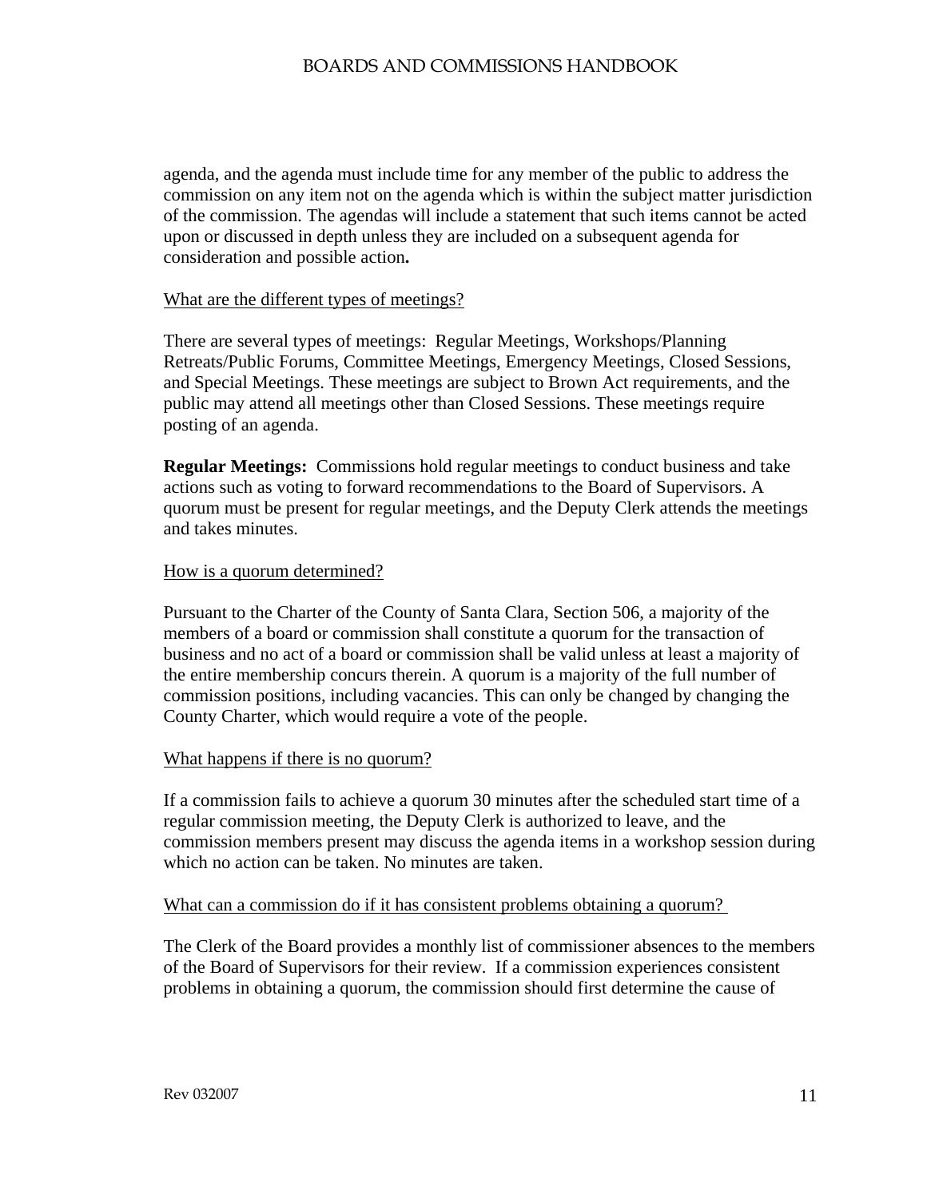agenda, and the agenda must include time for any member of the public to address the commission on any item not on the agenda which is within the subject matter jurisdiction of the commission. The agendas will include a statement that such items cannot be acted upon or discussed in depth unless they are included on a subsequent agenda for consideration and possible action**.**

<u>What are the different types of meetings?</u>

There are several types of meetings: Regular Meetings, Workshops/Planning Retreats/Public Forums, Committee Meetings, Emergency Meetings, Closed Sessions, and Special Meetings. These meetings are subject to Brown Act requirements, and the public may attend all meetings other than Closed Sessions. These meetings require posting of an agenda.

**Regular Meetings:** Commissions hold regular meetings to conduct business and take actions such as voting to forward recommendations to the Board of Supervisors. A quorum must be present for regular meetings, and the Deputy Clerk attends the meetings and takes minutes.

<u>How is a quorum determined?</u>

Pursuant to the Charter of the County of Santa Clara, Section 506, a majority of the members of a board or commission shall constitute a quorum for the transaction of business and no act of a board or commission shall be valid unless at least a majority of the entire membership concurs therein. A quorum is a majority of the full number of commission positions, including vacancies. This can only be changed by changing the County Charter, which would require a vote of the people.

<u>What happens if there is no quorum?</u>

If a commission fails to achieve a quorum 30 minutes after the scheduled start time of a regular commission meeting, the Deputy Clerk is authorized to leave, and the commission members present may discuss the agenda items in a workshop session during which no action can be taken. No minutes are taken.

<u>What can a commission do if it has consistent problems obtaining a quorum?</u>

The Clerk of the Board provides a monthly list of commissioner absences to the members of the Board of Supervisors for their review. If a commission experiences consistent problems in obtaining a quorum, the commission should first determine the cause of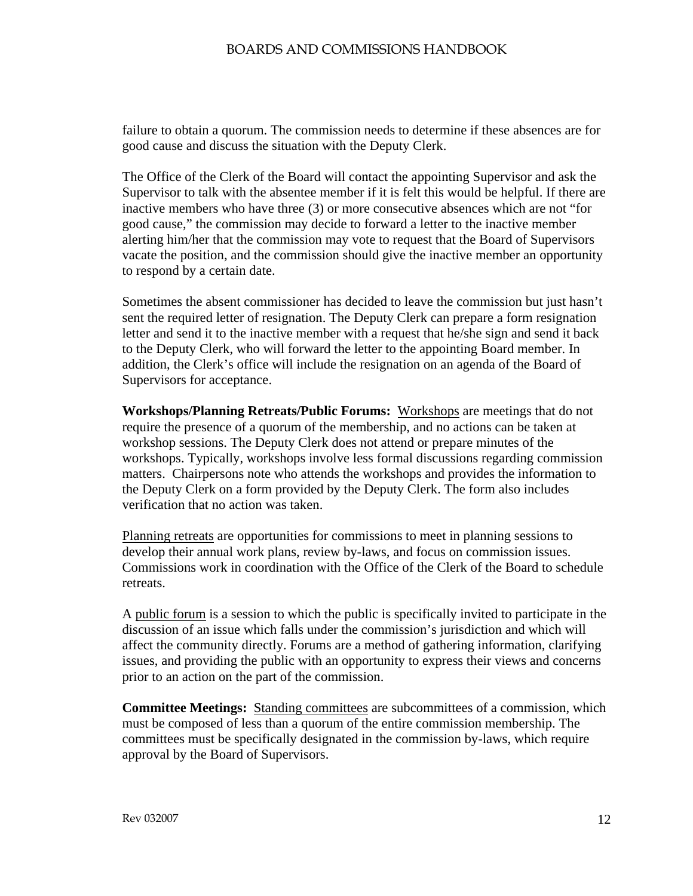failure to obtain a quorum. The commission needs to determine if these absences are for good cause and discuss the situation with the Deputy Clerk.

The Office of the Clerk of the Board will contact the appointing Supervisor and ask the Supervisor to talk with the absentee member if it is felt this would be helpful. If there are inactive members who have three (3) or more consecutive absences which are not "for good cause," the commission may decide to forward a letter to the inactive member alerting him/her that the commission may vote to request that the Board of Supervisors vacate the position, and the commission should give the inactive member an opportunity to respond by a certain date.

Sometimes the absent commissioner has decided to leave the commission but just hasn't sent the required letter of resignation. The Deputy Clerk can prepare a form resignation letter and send it to the inactive member with a request that he/she sign and send it back to the Deputy Clerk, who will forward the letter to the appointing Board member. In addition, the Clerk's office will include the resignation on an agenda of the Board of Supervisors for acceptance.

**Workshops/Planning Retreats/Public Forums:** Workshops are meetings that do not require the presence of a quorum of the membership, and no actions can be taken at workshop sessions. The Deputy Clerk does not attend or prepare minutes of the workshops. Typically, workshops involve less formal discussions regarding commission matters. Chairpersons note who attends the workshops and provides the information to the Deputy Clerk on a form provided by the Deputy Clerk. The form also includes verification that no action was taken.

Planning retreats are opportunities for commissions to meet in planning sessions to develop their annual work plans, review by-laws, and focus on commission issues. Commissions work in coordination with the Office of the Clerk of the Board to schedule retreats.

A public forum is a session to which the public is specifically invited to participate in the discussion of an issue which falls under the commission's jurisdiction and which will affect the community directly. Forums are a method of gathering information, clarifying issues, and providing the public with an opportunity to express their views and concerns prior to an action on the part of the commission.

**Committee Meetings:** Standing committees are subcommittees of a commission, which must be composed of less than a quorum of the entire commission membership. The committees must be specifically designated in the commission by-laws, which require approval by the Board of Supervisors.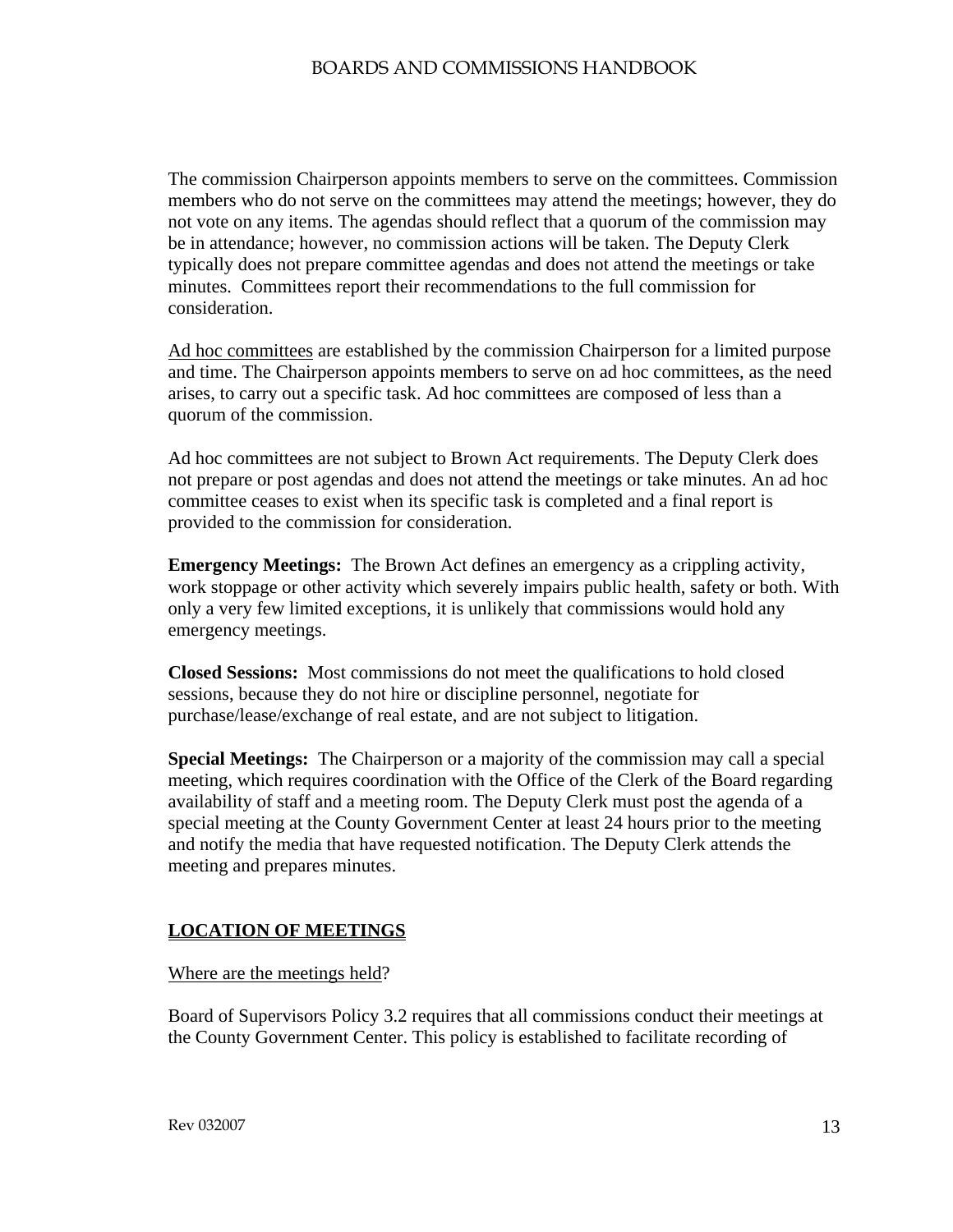The commission Chairperson appoints members to serve on the committees. Commission members who do not serve on the committees may attend the meetings; however, they do not vote on any items. The agendas should reflect that a quorum of the commission may be in attendance; however, no commission actions will be taken. The Deputy Clerk typically does not prepare committee agendas and does not attend the meetings or take minutes. Committees report their recommendations to the full commission for consideration.

Ad hoc committees are established by the commission Chairperson for a limited purpose and time. The Chairperson appoints members to serve on ad hoc committees, as the need arises, to carry out a specific task. Ad hoc committees are composed of less than a quorum of the commission.

Ad hoc committees are not subject to Brown Act requirements. The Deputy Clerk does not prepare or post agendas and does not attend the meetings or take minutes. An ad hoc committee ceases to exist when its specific task is completed and a final report is provided to the commission for consideration.

**Emergency Meetings:** The Brown Act defines an emergency as a crippling activity, work stoppage or other activity which severely impairs public health, safety or both. With only a very few limited exceptions, it is unlikely that commissions would hold any emergency meetings.

**Closed Sessions:** Most commissions do not meet the qualifications to hold closed sessions, because they do not hire or discipline personnel, negotiate for purchase/lease/exchange of real estate, and are not subject to litigation.

**Special Meetings:** The Chairperson or a majority of the commission may call a special meeting, which requires coordination with the Office of the Clerk of the Board regarding availability of staff and a meeting room. The Deputy Clerk must post the agenda of a special meeting at the County Government Center at least 24 hours prior to the meeting and notify the media that have requested notification. The Deputy Clerk attends the meeting and prepares minutes.

## LOCATION OF MEETINGS

Where are the meetings held?

Board of Supervisors Policy 3.2 requires that all commissions conduct their meetings at the County Government Center. This policy is established to facilitate recording of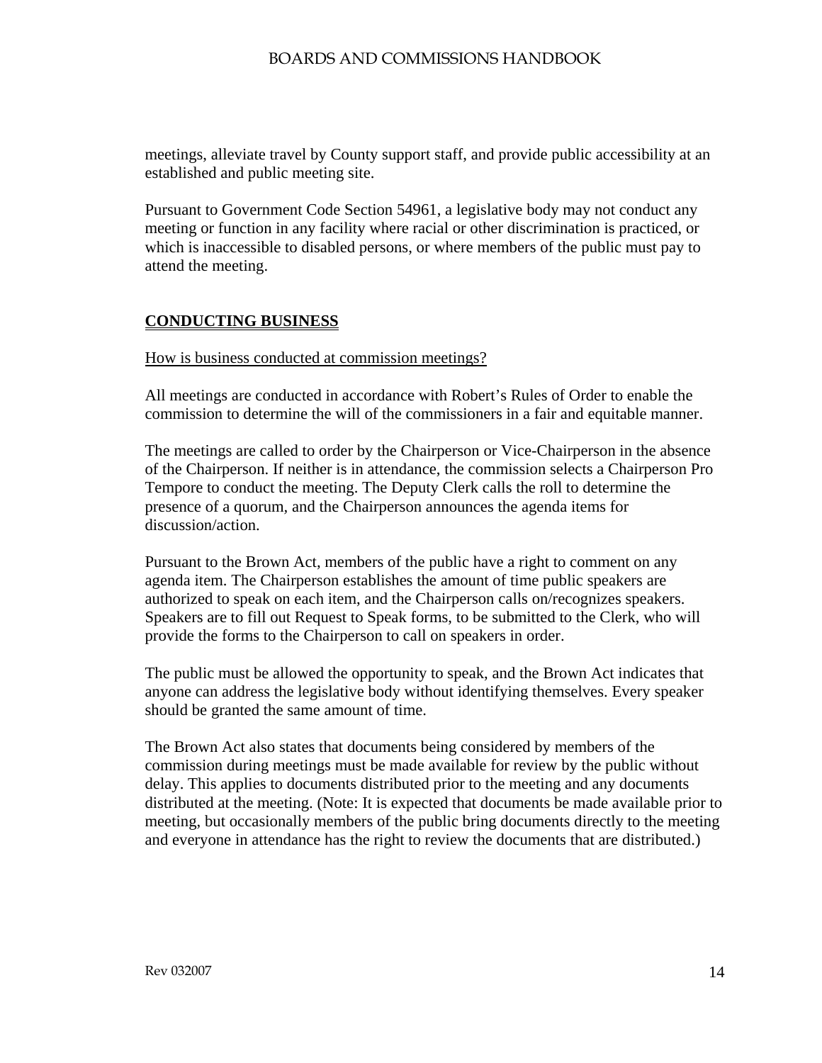meetings, alleviate travel by County support staff, and provide public accessibility at an established and public meeting site.

Pursuant to Government Code Section 54961, a legislative body may not conduct any meeting or function in any facility where racial or other discrimination is practiced, or which is inaccessible to disabled persons, or where members of the public must pay to attend the meeting.

## CONDUCTING BUSINESS

How is business conducted at commission meetings?

All meetings are conducted in accordance with Robert's Rules of Order to enable the commission to determine the will of the commissioners in a fair and equitable manner.

The meetings are called to order by the Chairperson or Vice-Chairperson in the absence of the Chairperson. If neither is in attendance, the commission selects a Chairperson Pro Tempore to conduct the meeting. The Deputy Clerk calls the roll to determine the presence of a quorum, and the Chairperson announces the agenda items for discussion/action.

Pursuant to the Brown Act, members of the public have a right to comment on any agenda item. The Chairperson establishes the amount of time public speakers are authorized to speak on each item, and the Chairperson calls on/recognizes speakers. Speakers are to fill out Request to Speak forms, to be submitted to the Clerk, who will provide the forms to the Chairperson to call on speakers in order.

The public must be allowed the opportunity to speak, and the Brown Act indicates that anyone can address the legislative body without identifying themselves. Every speaker should be granted the same amount of time.

The Brown Act also states that documents being considered by members of the commission during meetings must be made available for review by the public without delay. This applies to documents distributed prior to the meeting and any documents distributed at the meeting. (Note: It is expected that documents be made available prior to meeting, but occasionally members of the public bring documents directly to the meeting and everyone in attendance has the right to review the documents that are distributed.)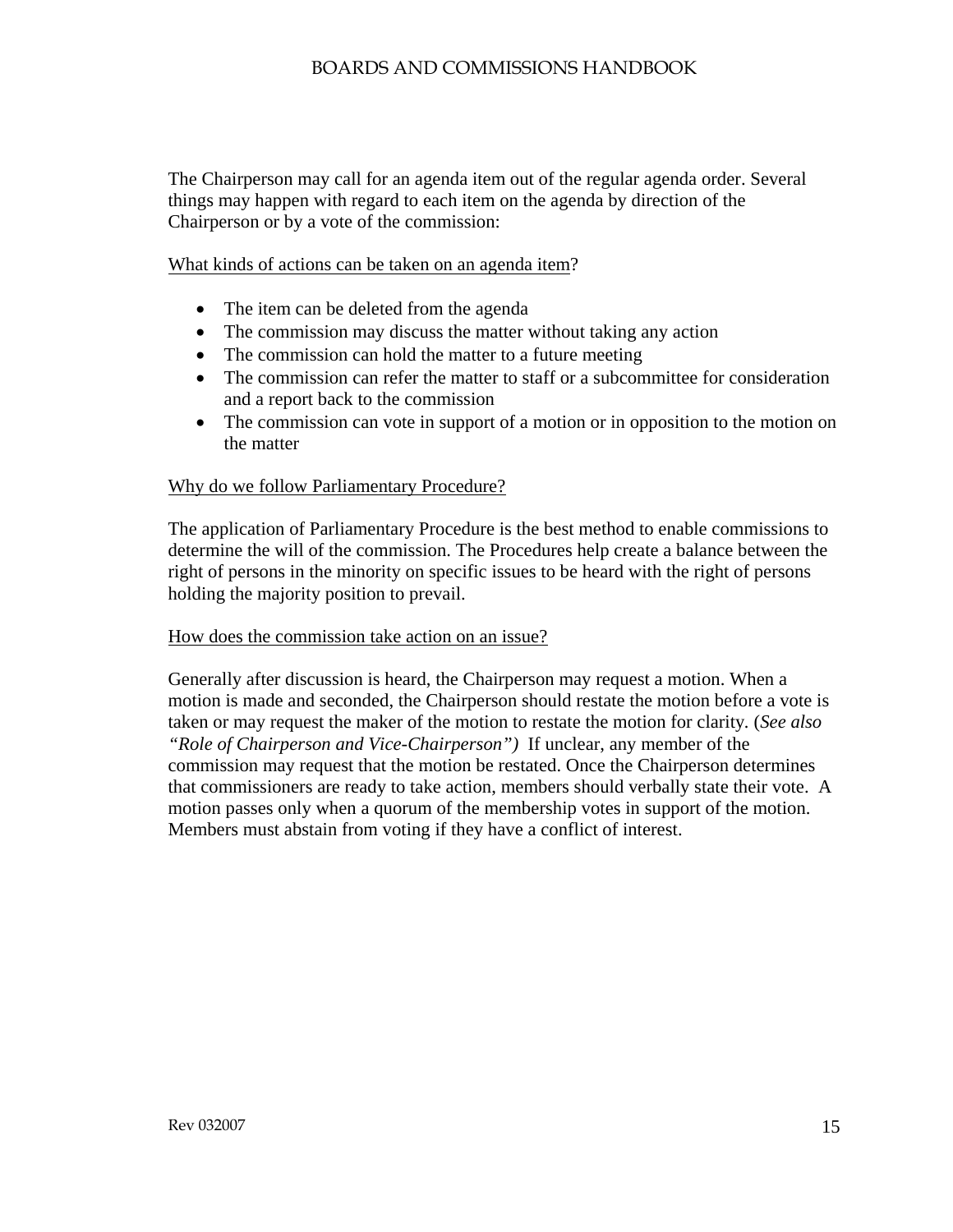The Chairperson may call for an agenda item out of the regular agenda order. Several things may happen with regard to each item on the agenda by direction of the Chairperson or by a vote of the commission:

<u>What kinds of actions can be taken on an agenda item</u>?

- The item can be deleted from the agenda
- The commission may discuss the matter without taking any action
- The commission can hold the matter to a future meeting
- The commission can refer the matter to staff or a subcommittee for consideration and a report back to the commission
- The commission can vote in support of a motion or in opposition to the motion on the matter

<u>Why do we follow Parliamentary Procedure?</u>

The application of Parliamentary Procedure is the best method to enable commissions to determine the will of the commission. The Procedures help create a balance between the right of persons in the minority on specific issues to be heard with the right of persons holding the majority position to prevail.

<u>How does the commission take action on an issue?</u>

Generally after discussion is heard, the Chairperson may request a motion. When a motion is made and seconded, the Chairperson should restate the motion before a vote is taken or may request the maker of the motion to restate the motion for clarity. (*See also "Role of Chairperson and Vice-Chairperson")* If unclear, any member of the commission may request that the motion be restated. Once the Chairperson determines that commissioners are ready to take action, members should verbally state their vote. A motion passes only when a quorum of the membership votes in support of the motion. Members must abstain from voting if they have a conflict of interest.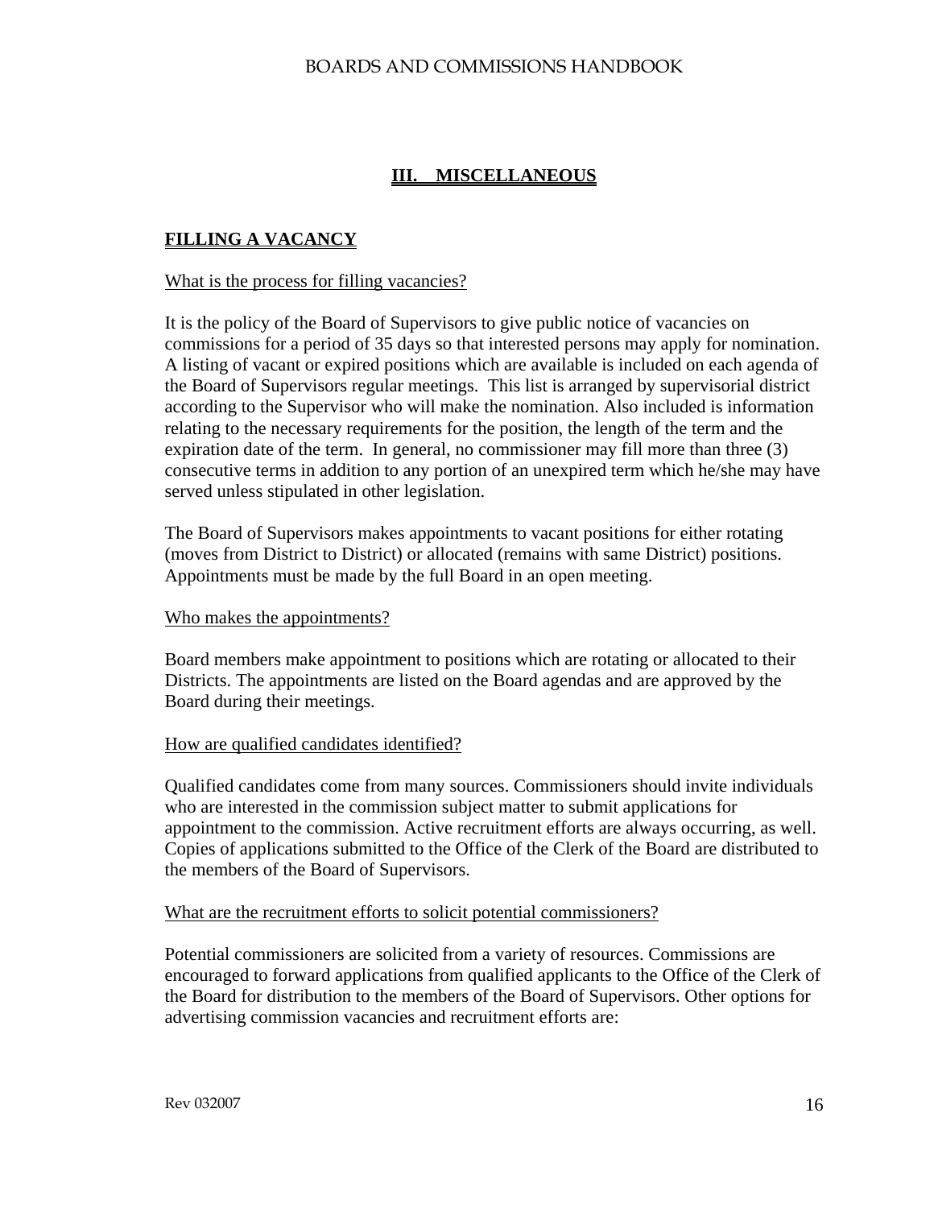## III. MISCELLANEOUS

### FILLING A VACANCY

What is the process for filling vacancies?

It is the policy of the Board of Supervisors to give public notice of vacancies on commissions for a period of 35 days so that interested persons may apply for nomination. A listing of vacant or expired positions which are available is included on each agenda of the Board of Supervisors regular meetings. This list is arranged by supervisorial district according to the Supervisor who will make the nomination. Also included is information relating to the necessary requirements for the position, the length of the term and the expiration date of the term. In general, no commissioner may fill more than three (3) consecutive terms in addition to any portion of an unexpired term which he/she may have served unless stipulated in other legislation.

The Board of Supervisors makes appointments to vacant positions for either rotating (moves from District to District) or allocated (remains with same District) positions. Appointments must be made by the full Board in an open meeting.

Who makes the appointments?

Board members make appointment to positions which are rotating or allocated to their Districts. The appointments are listed on the Board agendas and are approved by the Board during their meetings.

How are qualified candidates identified?

Qualified candidates come from many sources. Commissioners should invite individuals who are interested in the commission subject matter to submit applications for appointment to the commission. Active recruitment efforts are always occurring, as well. Copies of applications submitted to the Office of the Clerk of the Board are distributed to the members of the Board of Supervisors.

What are the recruitment efforts to solicit potential commissioners?

Potential commissioners are solicited from a variety of resources. Commissions are encouraged to forward applications from qualified applicants to the Office of the Clerk of the Board for distribution to the members of the Board of Supervisors. Other options for advertising commission vacancies and recruitment efforts are: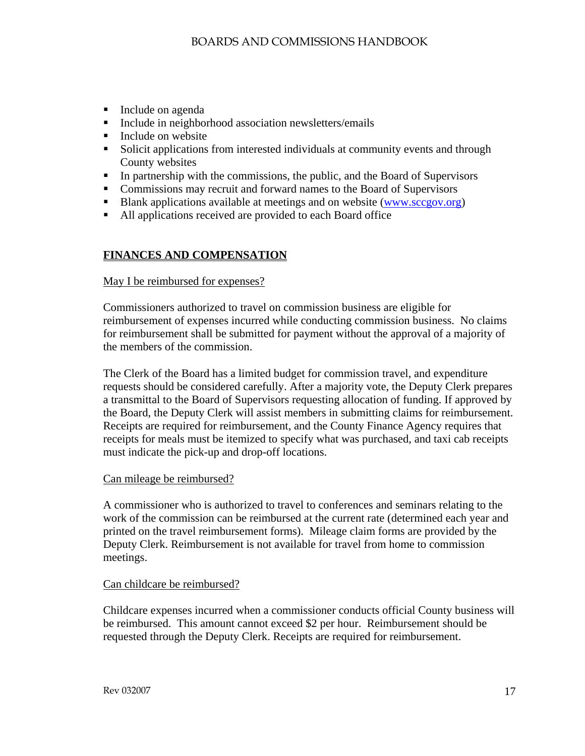- Include on agenda
- Include in neighborhood association newsletters/emails
- Include on website
- Solicit applications from interested individuals at community events and through County websites
- In partnership with the commissions, the public, and the Board of Supervisors
- Commissions may recruit and forward names to the Board of Supervisors
- Blank applications available at meetings and on website ([www.sccgov.org](http://www.sccgov.org))
- All applications received are provided to each Board office

## FINANCES AND COMPENSATION

### May I be reimbursed for expenses?

Commissioners authorized to travel on commission business are eligible for reimbursement of expenses incurred while conducting commission business. No claims for reimbursement shall be submitted for payment without the approval of a majority of the members of the commission.

The Clerk of the Board has a limited budget for commission travel, and expenditure requests should be considered carefully. After a majority vote, the Deputy Clerk prepares a transmittal to the Board of Supervisors requesting allocation of funding. If approved by the Board, the Deputy Clerk will assist members in submitting claims for reimbursement. Receipts are required for reimbursement, and the County Finance Agency requires that receipts for meals must be itemized to specify what was purchased, and taxi cab receipts must indicate the pick-up and drop-off locations.

### Can mileage be reimbursed?

A commissioner who is authorized to travel to conferences and seminars relating to the work of the commission can be reimbursed at the current rate (determined each year and printed on the travel reimbursement forms). Mileage claim forms are provided by the Deputy Clerk. Reimbursement is not available for travel from home to commission meetings.

### Can childcare be reimbursed?

Childcare expenses incurred when a commissioner conducts official County business will be reimbursed. This amount cannot exceed $2 per hour. Reimbursement should be requested through the Deputy Clerk. Receipts are required for reimbursement.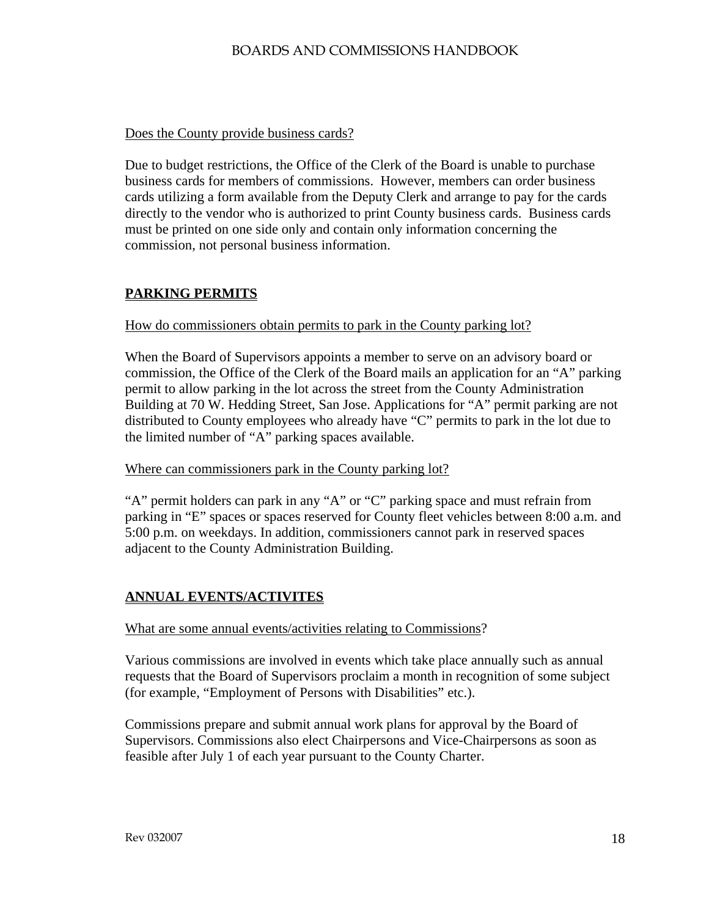Does the County provide business cards?

Due to budget restrictions, the Office of the Clerk of the Board is unable to purchase business cards for members of commissions. However, members can order business cards utilizing a form available from the Deputy Clerk and arrange to pay for the cards directly to the vendor who is authorized to print County business cards. Business cards must be printed on one side only and contain only information concerning the commission, not personal business information.

## PARKING PERMITS

How do commissioners obtain permits to park in the County parking lot?

When the Board of Supervisors appoints a member to serve on an advisory board or commission, the Office of the Clerk of the Board mails an application for an "A" parking permit to allow parking in the lot across the street from the County Administration Building at 70 W. Hedding Street, San Jose. Applications for "A" permit parking are not distributed to County employees who already have "C" permits to park in the lot due to the limited number of "A" parking spaces available.

Where can commissioners park in the County parking lot?

"A" permit holders can park in any "A" or "C" parking space and must refrain from parking in "E" spaces or spaces reserved for County fleet vehicles between 8:00 a.m. and 5:00 p.m. on weekdays. In addition, commissioners cannot park in reserved spaces adjacent to the County Administration Building.

## ANNUAL EVENTS/ACTIVITES

What are some annual events/activities relating to Commissions?

Various commissions are involved in events which take place annually such as annual requests that the Board of Supervisors proclaim a month in recognition of some subject (for example, "Employment of Persons with Disabilities" etc.).

Commissions prepare and submit annual work plans for approval by the Board of Supervisors. Commissions also elect Chairpersons and Vice-Chairpersons as soon as feasible after July 1 of each year pursuant to the County Charter.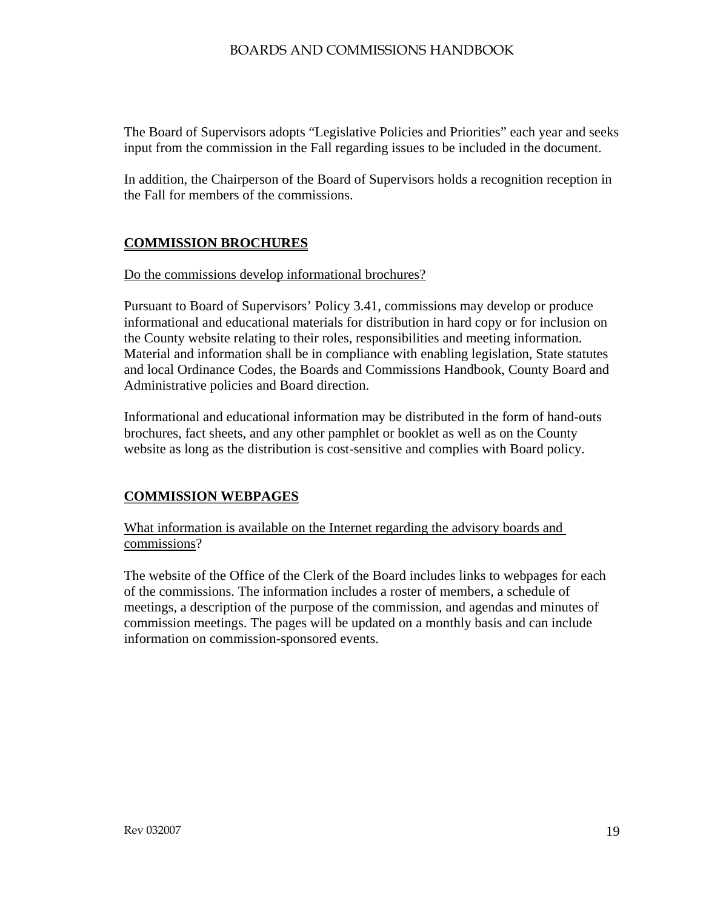The Board of Supervisors adopts "Legislative Policies and Priorities" each year and seeks input from the commission in the Fall regarding issues to be included in the document.

In addition, the Chairperson of the Board of Supervisors holds a recognition reception in the Fall for members of the commissions.

## COMMISSION BROCHURES

Do the commissions develop informational brochures?

Pursuant to Board of Supervisors' Policy 3.41, commissions may develop or produce informational and educational materials for distribution in hard copy or for inclusion on the County website relating to their roles, responsibilities and meeting information. Material and information shall be in compliance with enabling legislation, State statutes and local Ordinance Codes, the Boards and Commissions Handbook, County Board and Administrative policies and Board direction.

Informational and educational information may be distributed in the form of hand-outs brochures, fact sheets, and any other pamphlet or booklet as well as on the County website as long as the distribution is cost-sensitive and complies with Board policy.

## COMMISSION WEBPAGES

What information is available on the Internet regarding the advisory boards and commissions?

The website of the Office of the Clerk of the Board includes links to webpages for each of the commissions. The information includes a roster of members, a schedule of meetings, a description of the purpose of the commission, and agendas and minutes of commission meetings. The pages will be updated on a monthly basis and can include information on commission-sponsored events.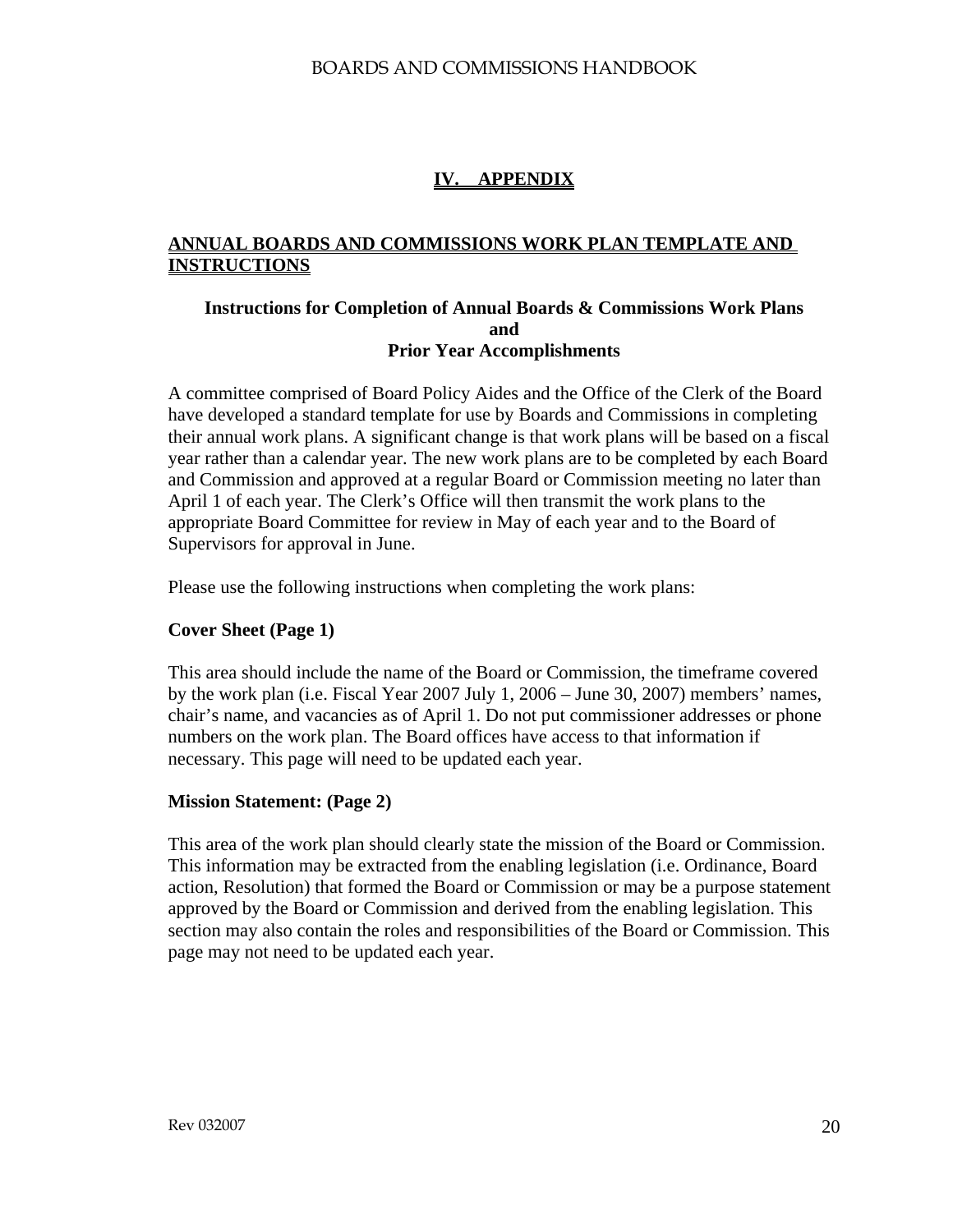# IV. APPENDIX

## ANNUAL BOARDS AND COMMISSIONS WORK PLAN TEMPLATE AND INSTRUCTIONS

### Instructions for Completion of Annual Boards & Commissions Work Plans and Prior Year Accomplishments

A committee comprised of Board Policy Aides and the Office of the Clerk of the Board have developed a standard template for use by Boards and Commissions in completing their annual work plans. A significant change is that work plans will be based on a fiscal year rather than a calendar year. The new work plans are to be completed by each Board and Commission and approved at a regular Board or Commission meeting no later than April 1 of each year. The Clerk's Office will then transmit the work plans to the appropriate Board Committee for review in May of each year and to the Board of Supervisors for approval in June.

Please use the following instructions when completing the work plans:

**Cover Sheet (Page 1)**

This area should include the name of the Board or Commission, the timeframe covered by the work plan (i.e. Fiscal Year 2007 July 1, 2006 – June 30, 2007) members' names, chair's name, and vacancies as of April 1. Do not put commissioner addresses or phone numbers on the work plan. The Board offices have access to that information if necessary. This page will need to be updated each year.

**Mission Statement: (Page 2)**

This area of the work plan should clearly state the mission of the Board or Commission. This information may be extracted from the enabling legislation (i.e. Ordinance, Board action, Resolution) that formed the Board or Commission or may be a purpose statement approved by the Board or Commission and derived from the enabling legislation. This section may also contain the roles and responsibilities of the Board or Commission. This page may not need to be updated each year.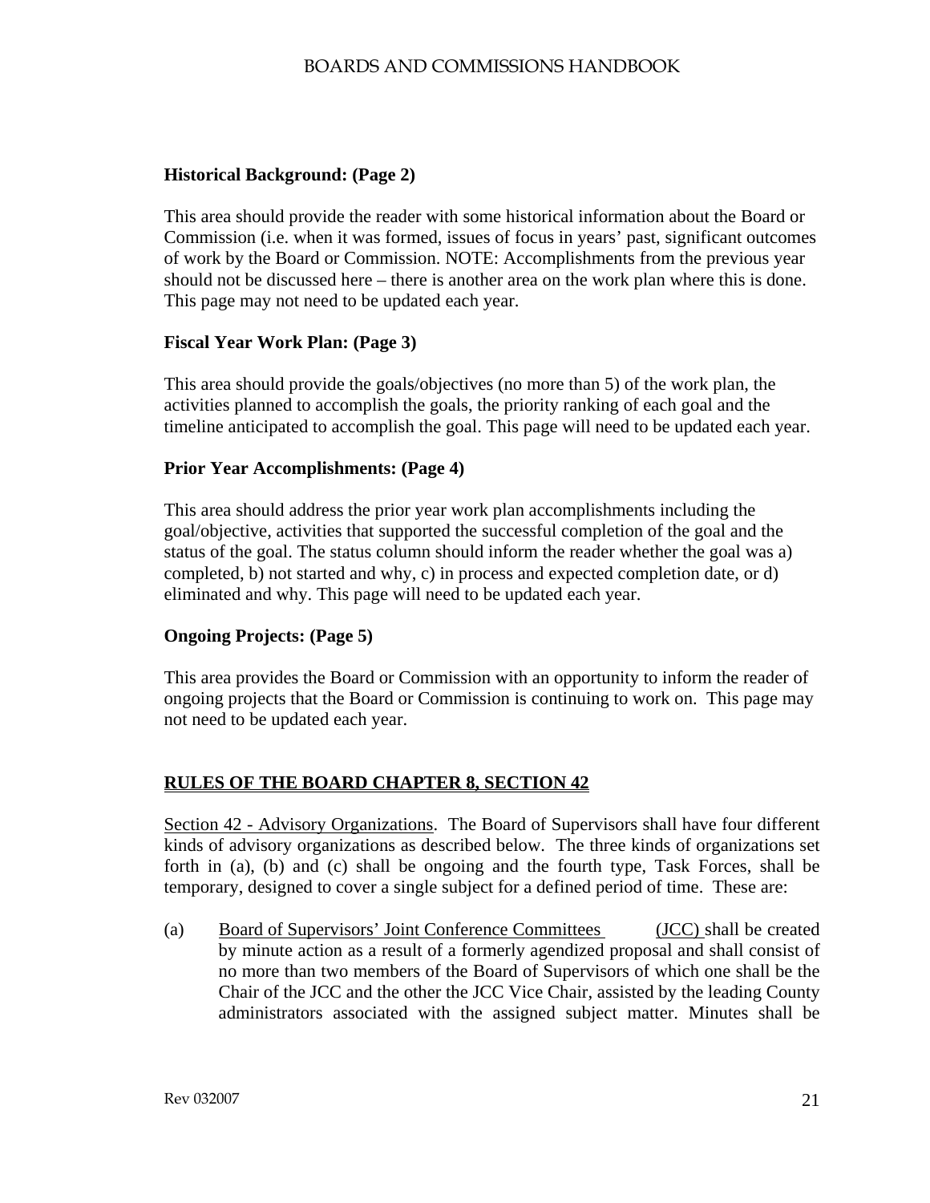**Historical Background: (Page 2)**

This area should provide the reader with some historical information about the Board or Commission (i.e. when it was formed, issues of focus in years' past, significant outcomes of work by the Board or Commission. NOTE: Accomplishments from the previous year should not be discussed here – there is another area on the work plan where this is done. This page may not need to be updated each year.

**Fiscal Year Work Plan: (Page 3)**

This area should provide the goals/objectives (no more than 5) of the work plan, the activities planned to accomplish the goals, the priority ranking of each goal and the timeline anticipated to accomplish the goal. This page will need to be updated each year.

**Prior Year Accomplishments: (Page 4)**

This area should address the prior year work plan accomplishments including the goal/objective, activities that supported the successful completion of the goal and the status of the goal. The status column should inform the reader whether the goal was a) completed, b) not started and why, c) in process and expected completion date, or d) eliminated and why. This page will need to be updated each year.

**Ongoing Projects: (Page 5)**

This area provides the Board or Commission with an opportunity to inform the reader of ongoing projects that the Board or Commission is continuing to work on. This page may not need to be updated each year.

## RULES OF THE BOARD CHAPTER 8, SECTION 42

Section 42 - Advisory Organizations. The Board of Supervisors shall have four different kinds of advisory organizations as described below. The three kinds of organizations set forth in (a), (b) and (c) shall be ongoing and the fourth type, Task Forces, shall be temporary, designed to cover a single subject for a defined period of time. These are:

(a) Board of Supervisors' Joint Conference Committees (JCC) shall be created by minute action as a result of a formerly agendized proposal and shall consist of no more than two members of the Board of Supervisors of which one shall be the Chair of the JCC and the other the JCC Vice Chair, assisted by the leading County administrators associated with the assigned subject matter. Minutes shall be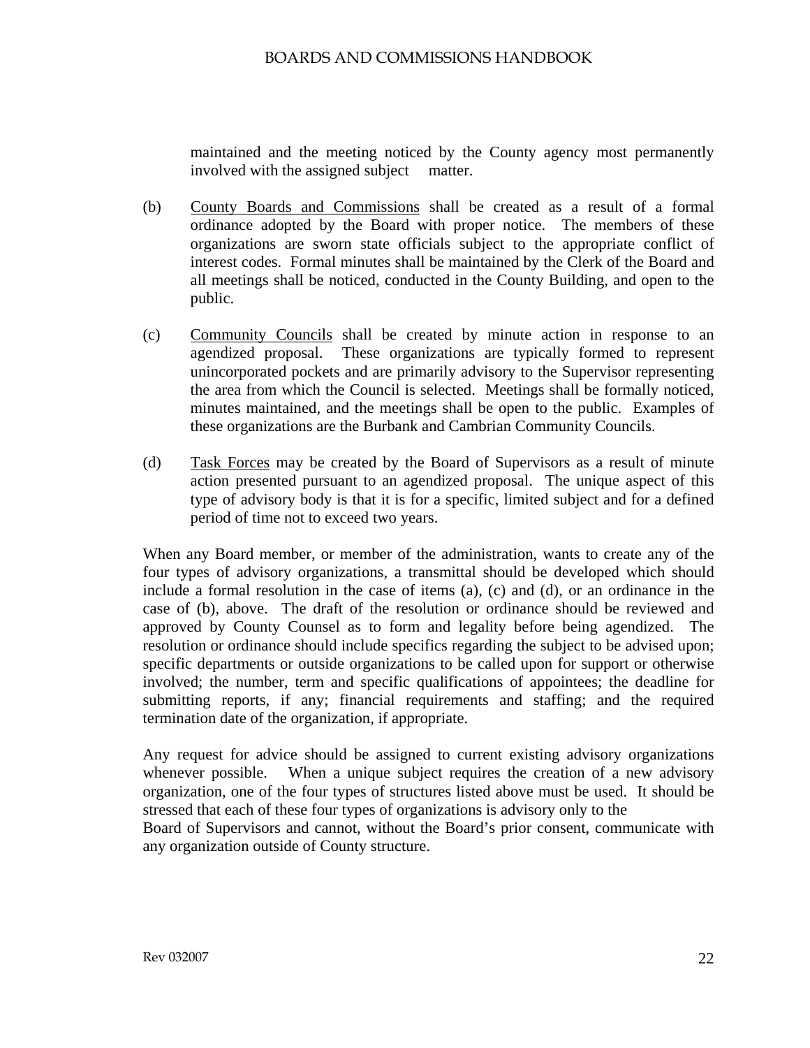maintained and the meeting noticed by the County agency most permanently involved with the assigned subject matter.

(b) County Boards and Commissions shall be created as a result of a formal ordinance adopted by the Board with proper notice. The members of these organizations are sworn state officials subject to the appropriate conflict of interest codes. Formal minutes shall be maintained by the Clerk of the Board and all meetings shall be noticed, conducted in the County Building, and open to the public.

(c) Community Councils shall be created by minute action in response to an agendized proposal. These organizations are typically formed to represent unincorporated pockets and are primarily advisory to the Supervisor representing the area from which the Council is selected. Meetings shall be formally noticed, minutes maintained, and the meetings shall be open to the public. Examples of these organizations are the Burbank and Cambrian Community Councils.

(d) Task Forces may be created by the Board of Supervisors as a result of minute action presented pursuant to an agendized proposal. The unique aspect of this type of advisory body is that it is for a specific, limited subject and for a defined period of time not to exceed two years.

When any Board member, or member of the administration, wants to create any of the four types of advisory organizations, a transmittal should be developed which should include a formal resolution in the case of items (a), (c) and (d), or an ordinance in the case of (b), above. The draft of the resolution or ordinance should be reviewed and approved by County Counsel as to form and legality before being agendized. The resolution or ordinance should include specifics regarding the subject to be advised upon; specific departments or outside organizations to be called upon for support or otherwise involved; the number, term and specific qualifications of appointees; the deadline for submitting reports, if any; financial requirements and staffing; and the required termination date of the organization, if appropriate.

Any request for advice should be assigned to current existing advisory organizations whenever possible. When a unique subject requires the creation of a new advisory organization, one of the four types of structures listed above must be used. It should be stressed that each of these four types of organizations is advisory only to the Board of Supervisors and cannot, without the Board's prior consent, communicate with any organization outside of County structure.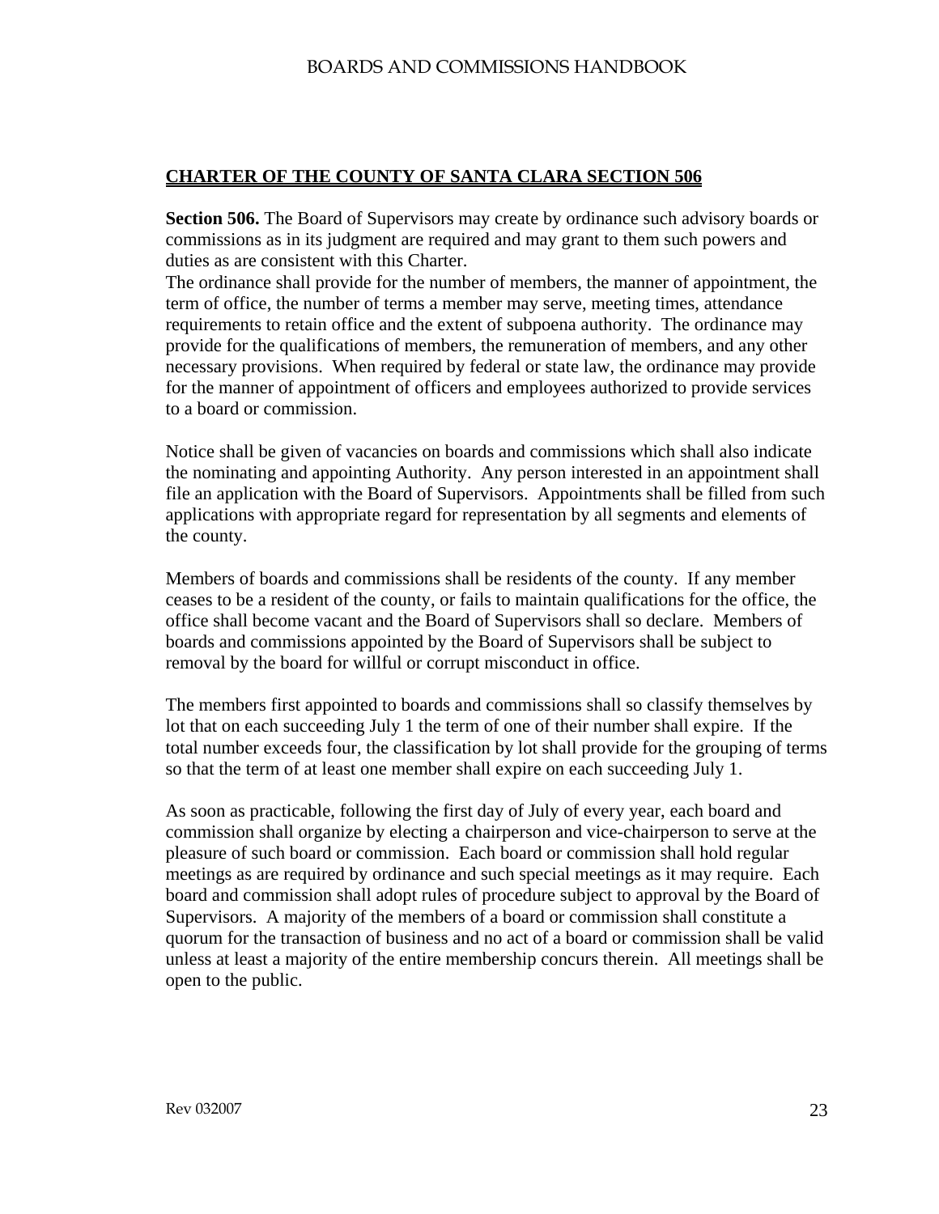## CHARTER OF THE COUNTY OF SANTA CLARA SECTION 506

**Section 506.** The Board of Supervisors may create by ordinance such advisory boards or commissions as in its judgment are required and may grant to them such powers and duties as are consistent with this Charter.

The ordinance shall provide for the number of members, the manner of appointment, the term of office, the number of terms a member may serve, meeting times, attendance requirements to retain office and the extent of subpoena authority. The ordinance may provide for the qualifications of members, the remuneration of members, and any other necessary provisions. When required by federal or state law, the ordinance may provide for the manner of appointment of officers and employees authorized to provide services to a board or commission.

Notice shall be given of vacancies on boards and commissions which shall also indicate the nominating and appointing Authority. Any person interested in an appointment shall file an application with the Board of Supervisors. Appointments shall be filled from such applications with appropriate regard for representation by all segments and elements of the county.

Members of boards and commissions shall be residents of the county. If any member ceases to be a resident of the county, or fails to maintain qualifications for the office, the office shall become vacant and the Board of Supervisors shall so declare. Members of boards and commissions appointed by the Board of Supervisors shall be subject to removal by the board for willful or corrupt misconduct in office.

The members first appointed to boards and commissions shall so classify themselves by lot that on each succeeding July 1 the term of one of their number shall expire. If the total number exceeds four, the classification by lot shall provide for the grouping of terms so that the term of at least one member shall expire on each succeeding July 1.

As soon as practicable, following the first day of July of every year, each board and commission shall organize by electing a chairperson and vice-chairperson to serve at the pleasure of such board or commission. Each board or commission shall hold regular meetings as are required by ordinance and such special meetings as it may require. Each board and commission shall adopt rules of procedure subject to approval by the Board of Supervisors. A majority of the members of a board or commission shall constitute a quorum for the transaction of business and no act of a board or commission shall be valid unless at least a majority of the entire membership concurs therein. All meetings shall be open to the public.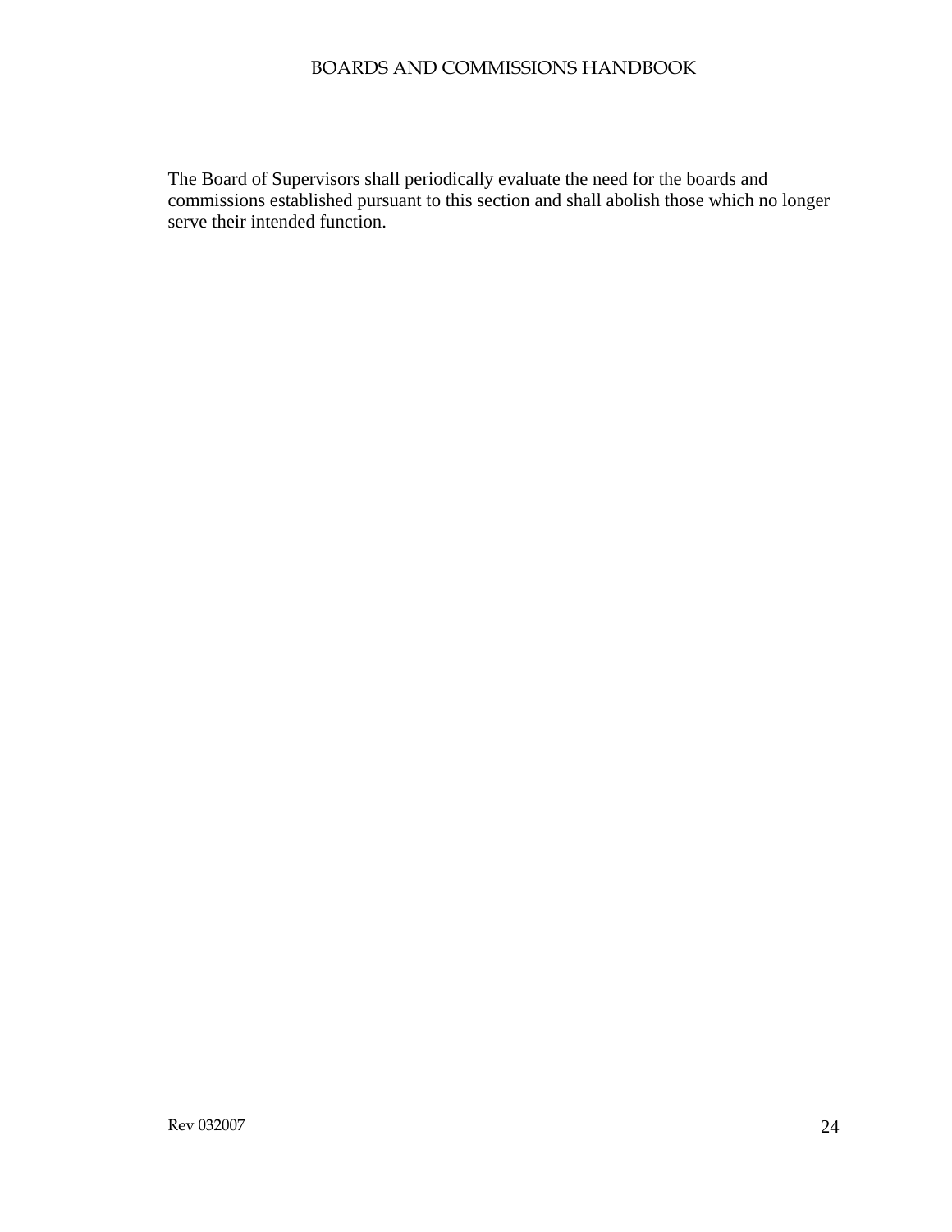The Board of Supervisors shall periodically evaluate the need for the boards and commissions established pursuant to this section and shall abolish those which no longer serve their intended function.